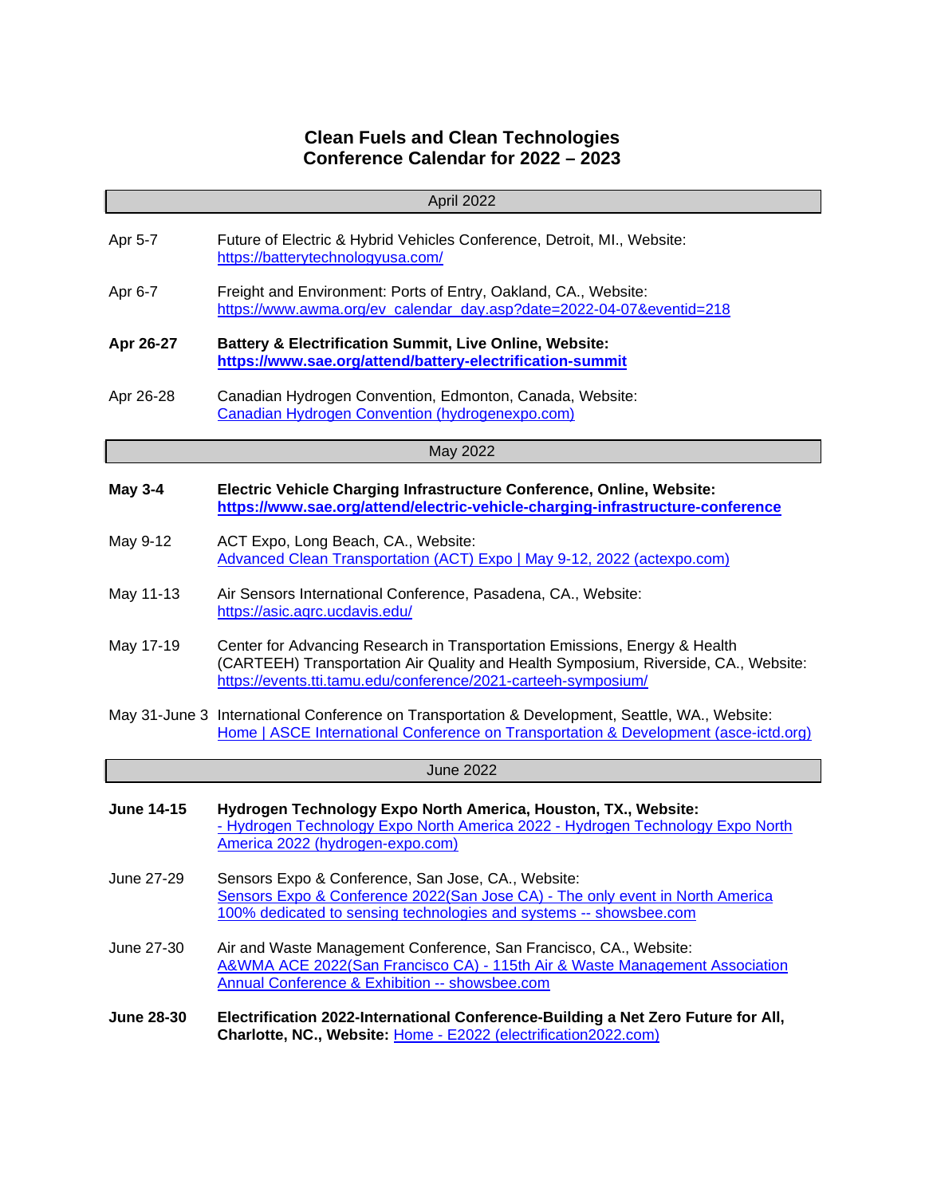# Clean Fuels and Clean Technologies
# Conference Calendar for 2022 – 2023

## April 2022

Apr 5-7 — Future of Electric & Hybrid Vehicles Conference, Detroit, MI., Website: https://batterytechnologyusa.com/

Apr 6-7 — Freight and Environment: Ports of Entry, Oakland, CA., Website: https://www.awma.org/ev_calendar_day.asp?date=2022-04-07&eventid=218

**Apr 26-27** — **Battery & Electrification Summit, Live Online, Website: https://www.sae.org/attend/battery-electrification-summit**

Apr 26-28 — Canadian Hydrogen Convention, Edmonton, Canada, Website: Canadian Hydrogen Convention (hydrogenexpo.com)

## May 2022

**May 3-4** — **Electric Vehicle Charging Infrastructure Conference, Online, Website: https://www.sae.org/attend/electric-vehicle-charging-infrastructure-conference**

May 9-12 — ACT Expo, Long Beach, CA., Website: Advanced Clean Transportation (ACT) Expo | May 9-12, 2022 (actexpo.com)

May 11-13 — Air Sensors International Conference, Pasadena, CA., Website: https://asic.aqrc.ucdavis.edu/

May 17-19 — Center for Advancing Research in Transportation Emissions, Energy & Health (CARTEEH) Transportation Air Quality and Health Symposium, Riverside, CA., Website: https://events.tti.tamu.edu/conference/2021-carteeh-symposium/

May 31-June 3 — International Conference on Transportation & Development, Seattle, WA., Website: Home | ASCE International Conference on Transportation & Development (asce-ictd.org)

## June 2022

**June 14-15** — **Hydrogen Technology Expo North America, Houston, TX., Website:** - Hydrogen Technology Expo North America 2022 - Hydrogen Technology Expo North America 2022 (hydrogen-expo.com)

June 27-29 — Sensors Expo & Conference, San Jose, CA., Website: Sensors Expo & Conference 2022(San Jose CA) - The only event in North America 100% dedicated to sensing technologies and systems -- showsbee.com

June 27-30 — Air and Waste Management Conference, San Francisco, CA., Website: A&WMA ACE 2022(San Francisco CA) - 115th Air & Waste Management Association Annual Conference & Exhibition -- showsbee.com

**June 28-30** — **Electrification 2022-International Conference-Building a Net Zero Future for All, Charlotte, NC., Website:** Home - E2022 (electrification2022.com)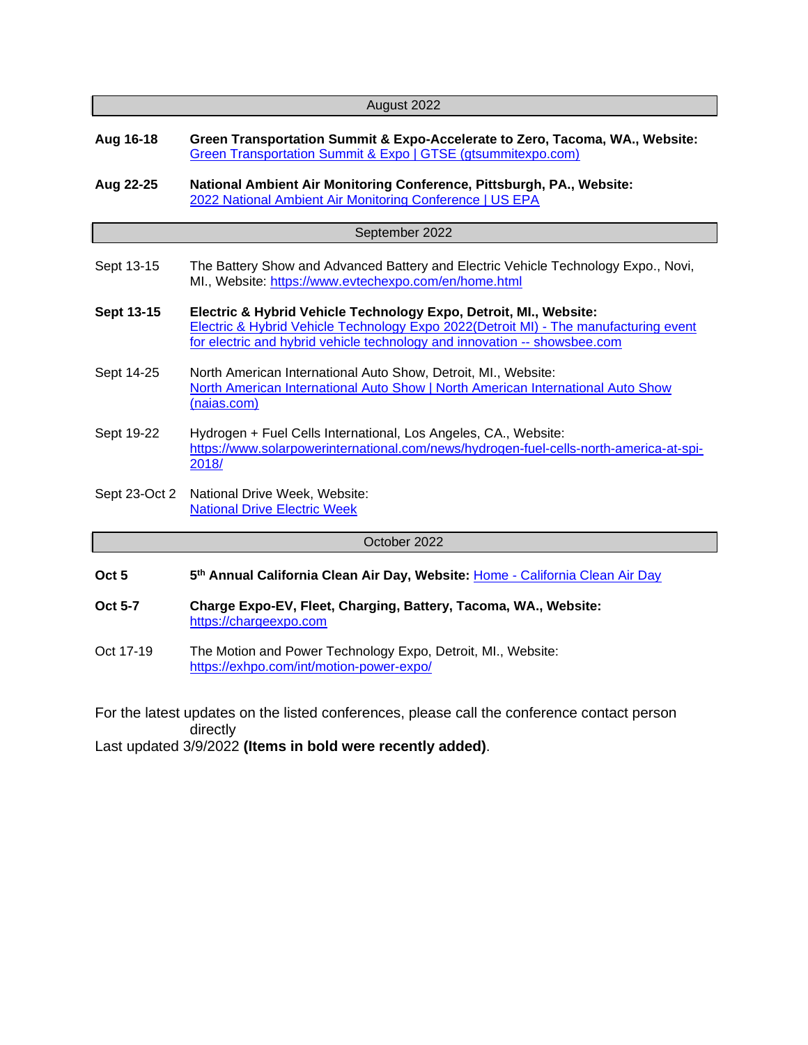## August 2022

**Aug 16-18** **Green Transportation Summit & Expo-Accelerate to Zero, Tacoma, WA., Website:** Green Transportation Summit & Expo | GTSE (gtsummitexpo.com)

**Aug 22-25** **National Ambient Air Monitoring Conference, Pittsburgh, PA., Website:** 2022 National Ambient Air Monitoring Conference | US EPA

## September 2022

Sept 13-15 The Battery Show and Advanced Battery and Electric Vehicle Technology Expo., Novi, MI., Website: https://www.evtechexpo.com/en/home.html

**Sept 13-15** **Electric & Hybrid Vehicle Technology Expo, Detroit, MI., Website:** Electric & Hybrid Vehicle Technology Expo 2022(Detroit MI) - The manufacturing event for electric and hybrid vehicle technology and innovation -- showsbee.com

Sept 14-25 North American International Auto Show, Detroit, MI., Website: North American International Auto Show | North American International Auto Show (naias.com)

Sept 19-22 Hydrogen + Fuel Cells International, Los Angeles, CA., Website: https://www.solarpowerinternational.com/news/hydrogen-fuel-cells-north-america-at-spi-2018/

Sept 23-Oct 2 National Drive Week, Website: National Drive Electric Week

## October 2022

**Oct 5** **5th Annual California Clean Air Day, Website:** Home - California Clean Air Day

**Oct 5-7** **Charge Expo-EV, Fleet, Charging, Battery, Tacoma, WA., Website:** https://chargeexpo.com

Oct 17-19 The Motion and Power Technology Expo, Detroit, MI., Website: https://exhpo.com/int/motion-power-expo/

For the latest updates on the listed conferences, please call the conference contact person directly

Last updated 3/9/2022 **(Items in bold were recently added)**.